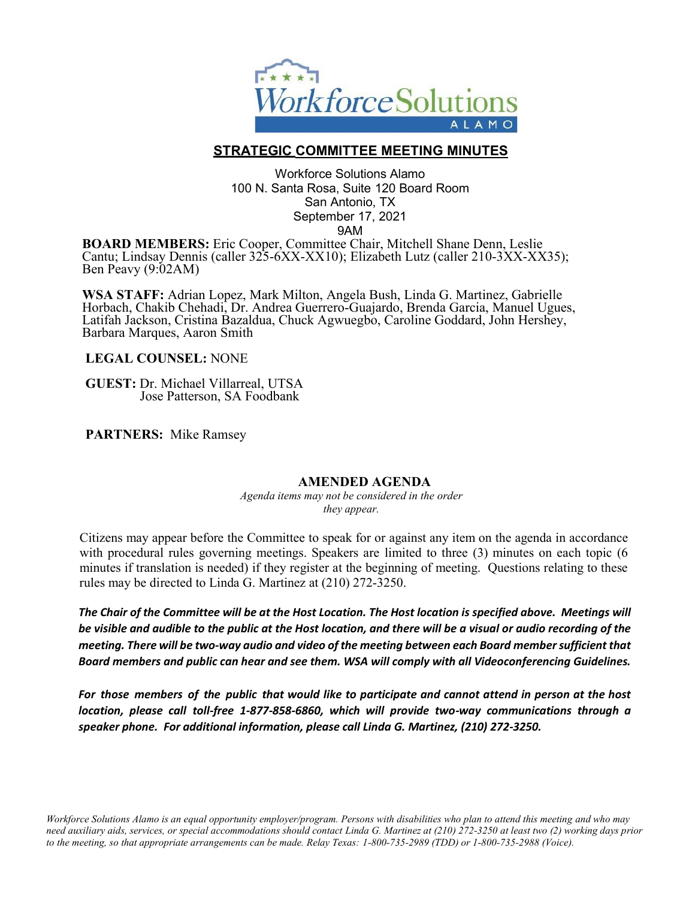## STRATEGIC COMMITTEE MEETING MINUTES

Workforce Solutions Alamo
100 N. Santa Rosa, Suite 120 Board Room
San Antonio, TX
September 17, 2021
9AM

**BOARD MEMBERS:** Eric Cooper, Committee Chair, Mitchell Shane Denn, Leslie Cantu; Lindsay Dennis (caller 325-6XX-XX10); Elizabeth Lutz (caller 210-3XX-XX35); Ben Peavy (9:02AM)

**WSA STAFF:** Adrian Lopez, Mark Milton, Angela Bush, Linda G. Martinez, Gabrielle Horbach, Chakib Chehadi, Dr. Andrea Guerrero-Guajardo, Brenda Garcia, Manuel Ugues, Latifah Jackson, Cristina Bazaldua, Chuck Agwuegbo, Caroline Goddard, John Hershey, Barbara Marques, Aaron Smith

**LEGAL COUNSEL:** NONE

**GUEST:** Dr. Michael Villarreal, UTSA
Jose Patterson, SA Foodbank

**PARTNERS:** Mike Ramsey

### AMENDED AGENDA

*Agenda items may not be considered in the order they appear.*

Citizens may appear before the Committee to speak for or against any item on the agenda in accordance with procedural rules governing meetings. Speakers are limited to three (3) minutes on each topic (6 minutes if translation is needed) if they register at the beginning of meeting. Questions relating to these rules may be directed to Linda G. Martinez at (210) 272-3250.

***The Chair of the Committee will be at the Host Location. The Host location is specified above. Meetings will be visible and audible to the public at the Host location, and there will be a visual or audio recording of the meeting. There will be two-way audio and video of the meeting between each Board member sufficient that Board members and public can hear and see them. WSA will comply with all Videoconferencing Guidelines.***

***For those members of the public that would like to participate and cannot attend in person at the host location, please call toll-free 1-877-858-6860, which will provide two-way communications through a speaker phone. For additional information, please call Linda G. Martinez, (210) 272-3250.***

*Workforce Solutions Alamo is an equal opportunity employer/program. Persons with disabilities who plan to attend this meeting and who may need auxiliary aids, services, or special accommodations should contact Linda G. Martinez at (210) 272-3250 at least two (2) working days prior to the meeting, so that appropriate arrangements can be made. Relay Texas: 1-800-735-2989 (TDD) or 1-800-735-2988 (Voice).*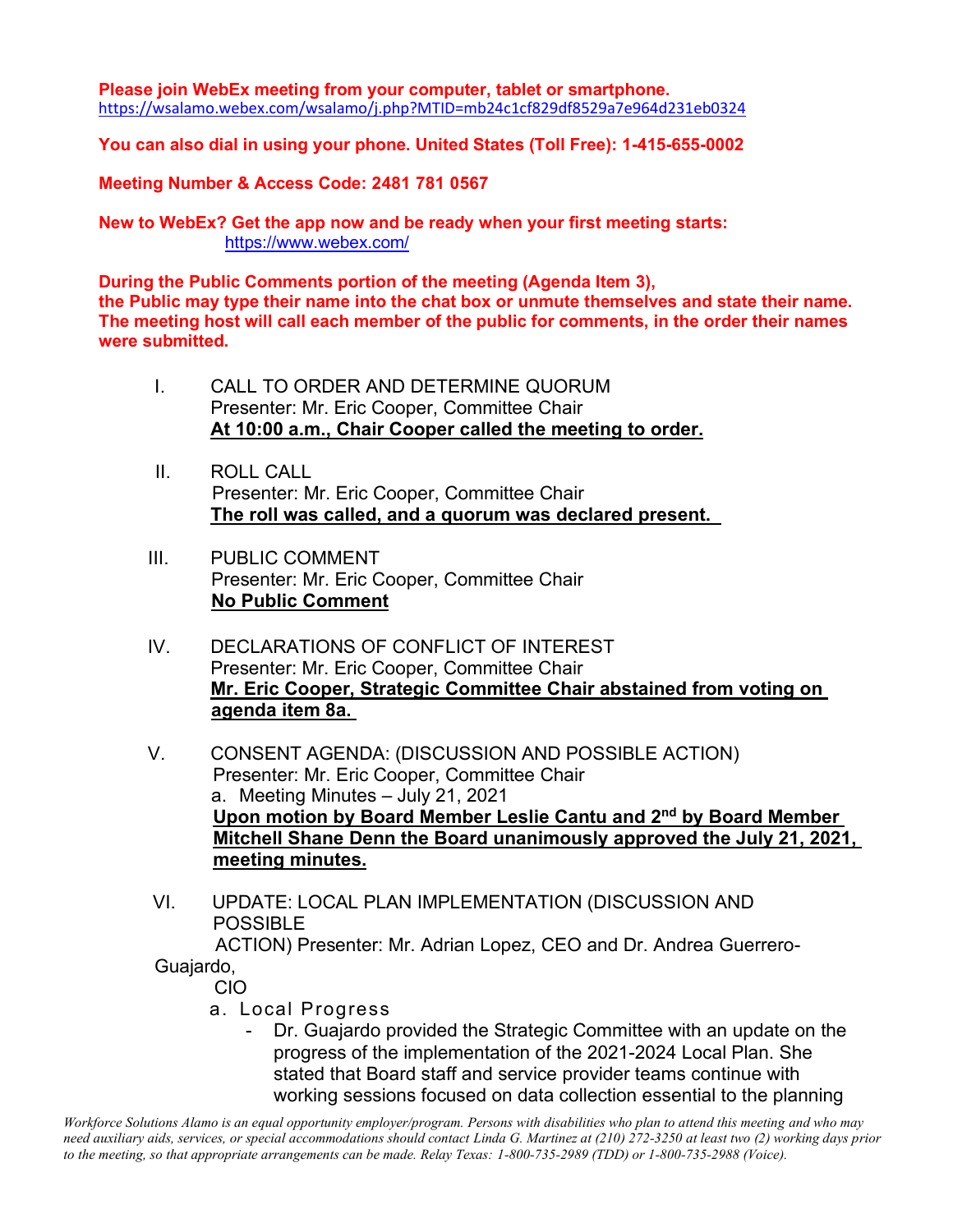**Please join WebEx meeting from your computer, tablet or smartphone.**
https://wsalamo.webex.com/wsalamo/j.php?MTID=mb24c1cf829df8529a7e964d231eb0324

**You can also dial in using your phone. United States (Toll Free): 1-415-655-0002**

**Meeting Number & Access Code: 2481 781 0567**

**New to WebEx? Get the app now and be ready when your first meeting starts:**
https://www.webex.com/

**During the Public Comments portion of the meeting (Agenda Item 3), the Public may type their name into the chat box or unmute themselves and state their name. The meeting host will call each member of the public for comments, in the order their names were submitted.**

I. CALL TO ORDER AND DETERMINE QUORUM
Presenter: Mr. Eric Cooper, Committee Chair
**At 10:00 a.m., Chair Cooper called the meeting to order.**

II. ROLL CALL
Presenter: Mr. Eric Cooper, Committee Chair
**The roll was called, and a quorum was declared present.**

III. PUBLIC COMMENT
Presenter: Mr. Eric Cooper, Committee Chair
**No Public Comment**

IV. DECLARATIONS OF CONFLICT OF INTEREST
Presenter: Mr. Eric Cooper, Committee Chair
**Mr. Eric Cooper, Strategic Committee Chair abstained from voting on agenda item 8a.**

V. CONSENT AGENDA: (DISCUSSION AND POSSIBLE ACTION)
Presenter: Mr. Eric Cooper, Committee Chair
a. Meeting Minutes – July 21, 2021
**Upon motion by Board Member Leslie Cantu and 2nd by Board Member Mitchell Shane Denn the Board unanimously approved the July 21, 2021, meeting minutes.**

VI. UPDATE: LOCAL PLAN IMPLEMENTATION (DISCUSSION AND POSSIBLE ACTION) Presenter: Mr. Adrian Lopez, CEO and Dr. Andrea Guerrero-Guajardo, CIO

a. Local Progress

- Dr. Guajardo provided the Strategic Committee with an update on the progress of the implementation of the 2021-2024 Local Plan. She stated that Board staff and service provider teams continue with working sessions focused on data collection essential to the planning

*Workforce Solutions Alamo is an equal opportunity employer/program. Persons with disabilities who plan to attend this meeting and who may need auxiliary aids, services, or special accommodations should contact Linda G. Martinez at (210) 272-3250 at least two (2) working days prior to the meeting, so that appropriate arrangements can be made. Relay Texas: 1-800-735-2989 (TDD) or 1-800-735-2988 (Voice).*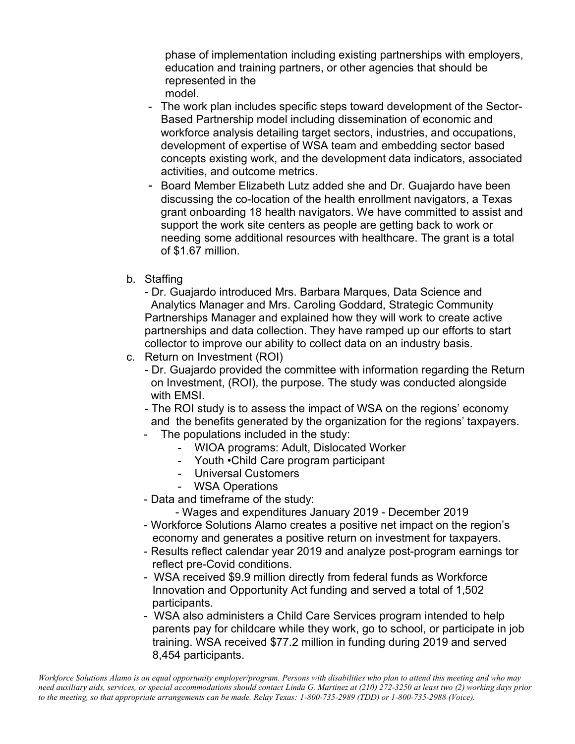phase of implementation including existing partnerships with employers, education and training partners, or other agencies that should be represented in the model.

- The work plan includes specific steps toward development of the Sector-Based Partnership model including dissemination of economic and workforce analysis detailing target sectors, industries, and occupations, development of expertise of WSA team and embedding sector based concepts existing work, and the development data indicators, associated activities, and outcome metrics.
- Board Member Elizabeth Lutz added she and Dr. Guajardo have been discussing the co-location of the health enrollment navigators, a Texas grant onboarding 18 health navigators. We have committed to assist and support the work site centers as people are getting back to work or needing some additional resources with healthcare. The grant is a total of $1.67 million.

b. Staffing
   - Dr. Guajardo introduced Mrs. Barbara Marques, Data Science and Analytics Manager and Mrs. Caroling Goddard, Strategic Community Partnerships Manager and explained how they will work to create active partnerships and data collection. They have ramped up our efforts to start collector to improve our ability to collect data on an industry basis.

c. Return on Investment (ROI)
   - Dr. Guajardo provided the committee with information regarding the Return on Investment, (ROI), the purpose. The study was conducted alongside with EMSI.
   - The ROI study is to assess the impact of WSA on the regions' economy and the benefits generated by the organization for the regions' taxpayers.
   - The populations included in the study:
     - WIOA programs: Adult, Dislocated Worker
     - Youth •Child Care program participant
     - Universal Customers
     - WSA Operations
   - Data and timeframe of the study:
     - Wages and expenditures January 2019 - December 2019
   - Workforce Solutions Alamo creates a positive net impact on the region's economy and generates a positive return on investment for taxpayers.
   - Results reflect calendar year 2019 and analyze post-program earnings tor reflect pre-Covid conditions.
   - WSA received $9.9 million directly from federal funds as Workforce Innovation and Opportunity Act funding and served a total of 1,502 participants.
   - WSA also administers a Child Care Services program intended to help parents pay for childcare while they work, go to school, or participate in job training. WSA received $77.2 million in funding during 2019 and served 8,454 participants.

*Workforce Solutions Alamo is an equal opportunity employer/program. Persons with disabilities who plan to attend this meeting and who may need auxiliary aids, services, or special accommodations should contact Linda G. Martinez at (210) 272-3250 at least two (2) working days prior to the meeting, so that appropriate arrangements can be made. Relay Texas: 1-800-735-2989 (TDD) or 1-800-735-2988 (Voice).*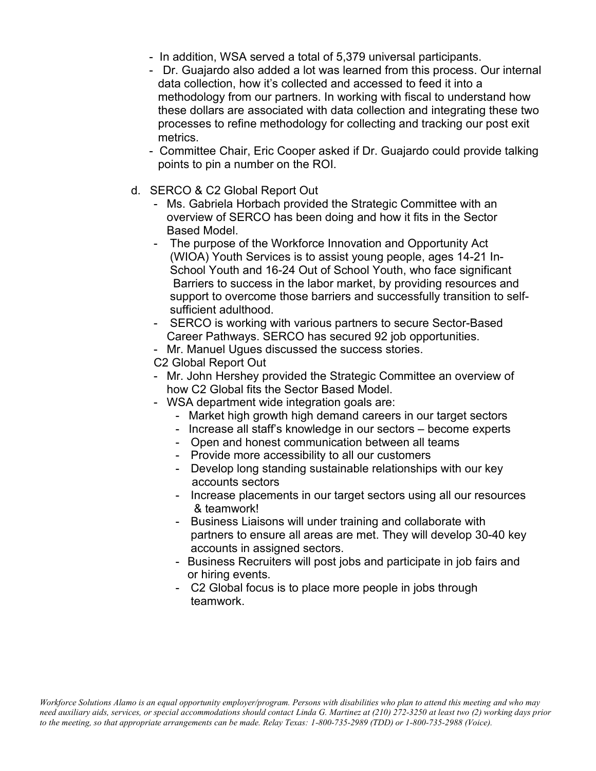- In addition, WSA served a total of 5,379 universal participants.
- Dr. Guajardo also added a lot was learned from this process. Our internal data collection, how it's collected and accessed to feed it into a methodology from our partners. In working with fiscal to understand how these dollars are associated with data collection and integrating these two processes to refine methodology for collecting and tracking our post exit metrics.
- Committee Chair, Eric Cooper asked if Dr. Guajardo could provide talking points to pin a number on the ROI.

d. SERCO & C2 Global Report Out
   - Ms. Gabriela Horbach provided the Strategic Committee with an overview of SERCO has been doing and how it fits in the Sector Based Model.
   - The purpose of the Workforce Innovation and Opportunity Act (WIOA) Youth Services is to assist young people, ages 14-21 In-School Youth and 16-24 Out of School Youth, who face significant Barriers to success in the labor market, by providing resources and support to overcome those barriers and successfully transition to self-sufficient adulthood.
   - SERCO is working with various partners to secure Sector-Based Career Pathways. SERCO has secured 92 job opportunities.
   - Mr. Manuel Ugues discussed the success stories.

   C2 Global Report Out
   - Mr. John Hershey provided the Strategic Committee an overview of how C2 Global fits the Sector Based Model.
   - WSA department wide integration goals are:
     - Market high growth high demand careers in our target sectors
     - Increase all staff's knowledge in our sectors – become experts
     - Open and honest communication between all teams
     - Provide more accessibility to all our customers
     - Develop long standing sustainable relationships with our key accounts sectors
     - Increase placements in our target sectors using all our resources & teamwork!
     - Business Liaisons will under training and collaborate with partners to ensure all areas are met. They will develop 30-40 key accounts in assigned sectors.
     - Business Recruiters will post jobs and participate in job fairs and or hiring events.
     - C2 Global focus is to place more people in jobs through teamwork.

*Workforce Solutions Alamo is an equal opportunity employer/program. Persons with disabilities who plan to attend this meeting and who may need auxiliary aids, services, or special accommodations should contact Linda G. Martinez at (210) 272-3250 at least two (2) working days prior to the meeting, so that appropriate arrangements can be made. Relay Texas: 1-800-735-2989 (TDD) or 1-800-735-2988 (Voice).*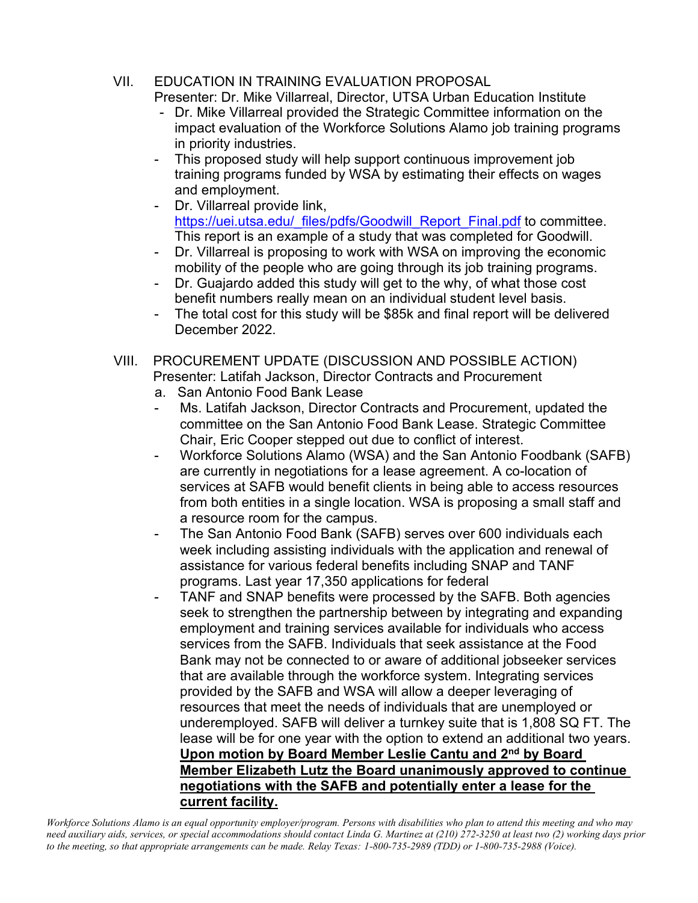VII. EDUCATION IN TRAINING EVALUATION PROPOSAL
Presenter: Dr. Mike Villarreal, Director, UTSA Urban Education Institute

- Dr. Mike Villarreal provided the Strategic Committee information on the impact evaluation of the Workforce Solutions Alamo job training programs in priority industries.
- This proposed study will help support continuous improvement job training programs funded by WSA by estimating their effects on wages and employment.
- Dr. Villarreal provide link, https://uei.utsa.edu/_files/pdfs/Goodwill_Report_Final.pdf to committee. This report is an example of a study that was completed for Goodwill.
- Dr. Villarreal is proposing to work with WSA on improving the economic mobility of the people who are going through its job training programs.
- Dr. Guajardo added this study will get to the why, of what those cost benefit numbers really mean on an individual student level basis.
- The total cost for this study will be $85k and final report will be delivered December 2022.

VIII. PROCUREMENT UPDATE (DISCUSSION AND POSSIBLE ACTION)
Presenter: Latifah Jackson, Director Contracts and Procurement

a. San Antonio Food Bank Lease

- Ms. Latifah Jackson, Director Contracts and Procurement, updated the committee on the San Antonio Food Bank Lease. Strategic Committee Chair, Eric Cooper stepped out due to conflict of interest.
- Workforce Solutions Alamo (WSA) and the San Antonio Foodbank (SAFB) are currently in negotiations for a lease agreement. A co-location of services at SAFB would benefit clients in being able to access resources from both entities in a single location. WSA is proposing a small staff and a resource room for the campus.
- The San Antonio Food Bank (SAFB) serves over 600 individuals each week including assisting individuals with the application and renewal of assistance for various federal benefits including SNAP and TANF programs. Last year 17,350 applications for federal
- TANF and SNAP benefits were processed by the SAFB. Both agencies seek to strengthen the partnership between by integrating and expanding employment and training services available for individuals who access services from the SAFB. Individuals that seek assistance at the Food Bank may not be connected to or aware of additional jobseeker services that are available through the workforce system. Integrating services provided by the SAFB and WSA will allow a deeper leveraging of resources that meet the needs of individuals that are unemployed or underemployed. SAFB will deliver a turnkey suite that is 1,808 SQ FT. The lease will be for one year with the option to extend an additional two years. **Upon motion by Board Member Leslie Cantu and 2nd by Board Member Elizabeth Lutz the Board unanimously approved to continue negotiations with the SAFB and potentially enter a lease for the current facility.**

*Workforce Solutions Alamo is an equal opportunity employer/program. Persons with disabilities who plan to attend this meeting and who may need auxiliary aids, services, or special accommodations should contact Linda G. Martinez at (210) 272-3250 at least two (2) working days prior to the meeting, so that appropriate arrangements can be made. Relay Texas: 1-800-735-2989 (TDD) or 1-800-735-2988 (Voice).*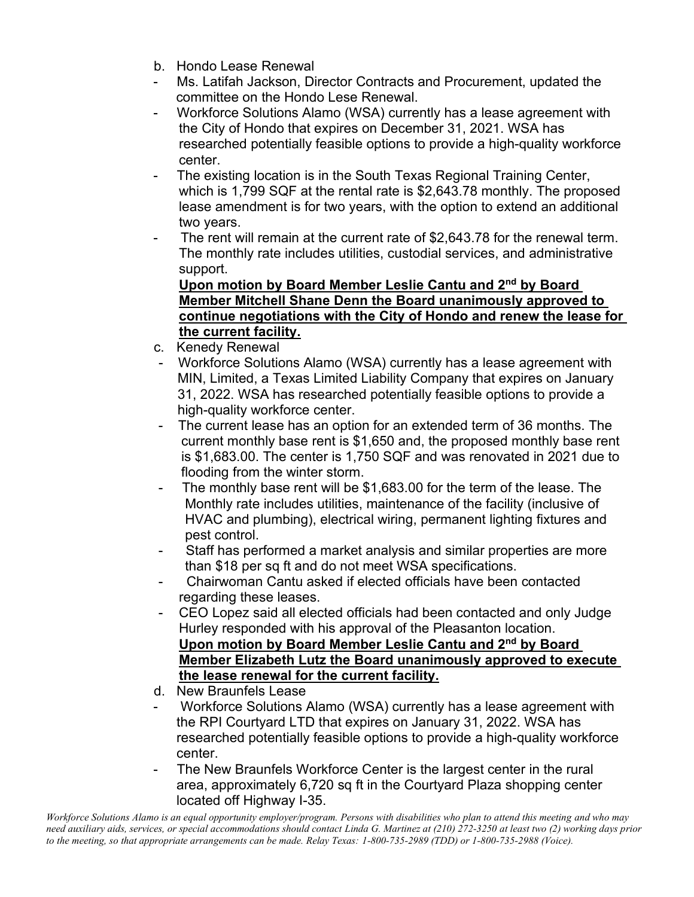b. Hondo Lease Renewal

- Ms. Latifah Jackson, Director Contracts and Procurement, updated the committee on the Hondo Lese Renewal.
- Workforce Solutions Alamo (WSA) currently has a lease agreement with the City of Hondo that expires on December 31, 2021. WSA has researched potentially feasible options to provide a high-quality workforce center.
- The existing location is in the South Texas Regional Training Center, which is 1,799 SQF at the rental rate is $2,643.78 monthly. The proposed lease amendment is for two years, with the option to extend an additional two years.
- The rent will remain at the current rate of $2,643.78 for the renewal term. The monthly rate includes utilities, custodial services, and administrative support.

**Upon motion by Board Member Leslie Cantu and 2nd by Board Member Mitchell Shane Denn the Board unanimously approved to continue negotiations with the City of Hondo and renew the lease for the current facility.**

c. Kenedy Renewal

- Workforce Solutions Alamo (WSA) currently has a lease agreement with MIN, Limited, a Texas Limited Liability Company that expires on January 31, 2022. WSA has researched potentially feasible options to provide a high-quality workforce center.
- The current lease has an option for an extended term of 36 months. The current monthly base rent is $1,650 and, the proposed monthly base rent is $1,683.00. The center is 1,750 SQF and was renovated in 2021 due to flooding from the winter storm.
- The monthly base rent will be $1,683.00 for the term of the lease. The Monthly rate includes utilities, maintenance of the facility (inclusive of HVAC and plumbing), electrical wiring, permanent lighting fixtures and pest control.
- Staff has performed a market analysis and similar properties are more than $18 per sq ft and do not meet WSA specifications.
- Chairwoman Cantu asked if elected officials have been contacted regarding these leases.
- CEO Lopez said all elected officials had been contacted and only Judge Hurley responded with his approval of the Pleasanton location.

**Upon motion by Board Member Leslie Cantu and 2nd by Board Member Elizabeth Lutz the Board unanimously approved to execute the lease renewal for the current facility.**

d. New Braunfels Lease

- Workforce Solutions Alamo (WSA) currently has a lease agreement with the RPI Courtyard LTD that expires on January 31, 2022. WSA has researched potentially feasible options to provide a high-quality workforce center.
- The New Braunfels Workforce Center is the largest center in the rural area, approximately 6,720 sq ft in the Courtyard Plaza shopping center located off Highway I-35.

*Workforce Solutions Alamo is an equal opportunity employer/program. Persons with disabilities who plan to attend this meeting and who may need auxiliary aids, services, or special accommodations should contact Linda G. Martinez at (210) 272-3250 at least two (2) working days prior to the meeting, so that appropriate arrangements can be made. Relay Texas: 1-800-735-2989 (TDD) or 1-800-735-2988 (Voice).*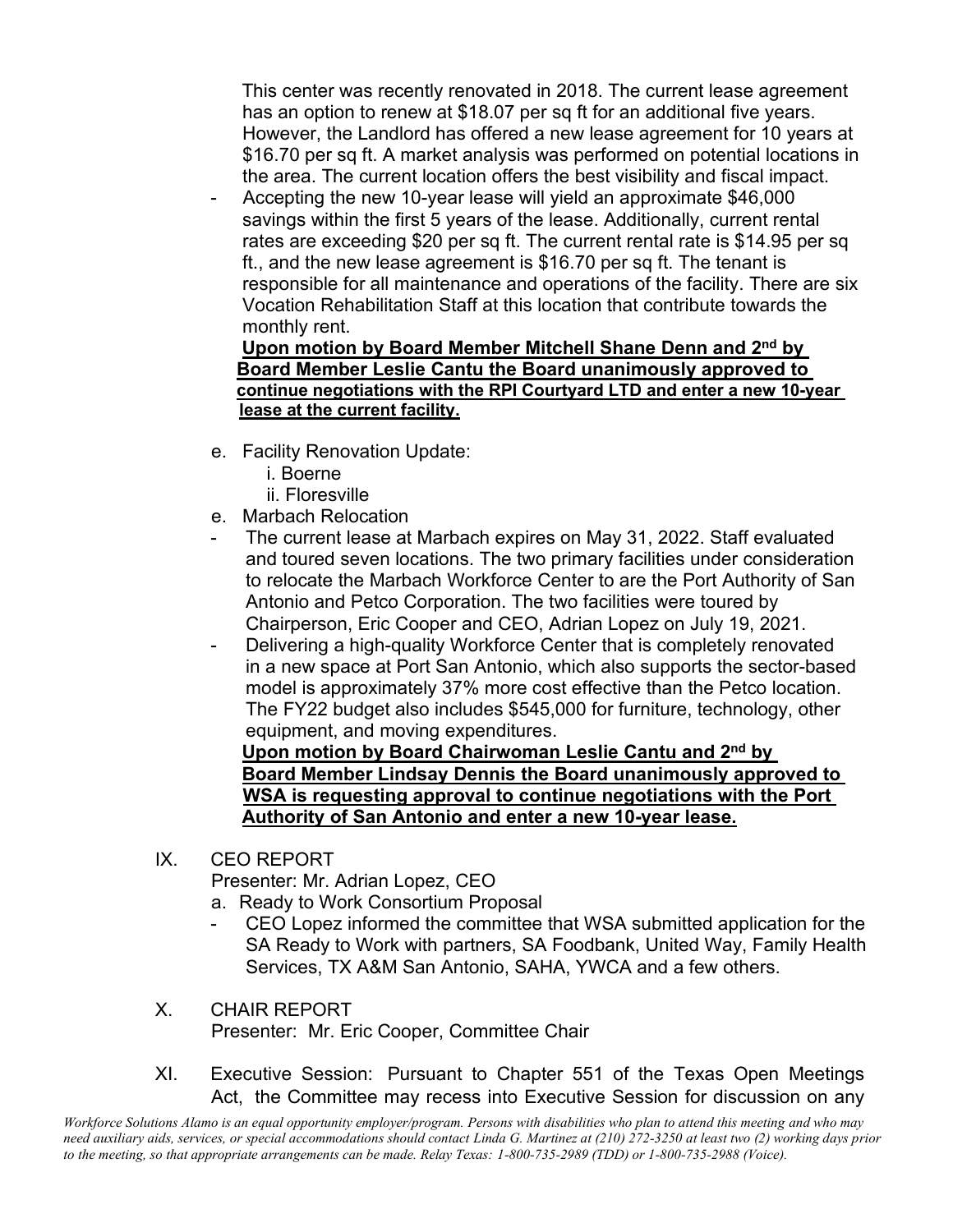This center was recently renovated in 2018. The current lease agreement has an option to renew at $18.07 per sq ft for an additional five years. However, the Landlord has offered a new lease agreement for 10 years at $16.70 per sq ft. A market analysis was performed on potential locations in the area. The current location offers the best visibility and fiscal impact.

- Accepting the new 10-year lease will yield an approximate $46,000 savings within the first 5 years of the lease. Additionally, current rental rates are exceeding $20 per sq ft. The current rental rate is $14.95 per sq ft., and the new lease agreement is $16.70 per sq ft. The tenant is responsible for all maintenance and operations of the facility. There are six Vocation Rehabilitation Staff at this location that contribute towards the monthly rent.

**Upon motion by Board Member Mitchell Shane Denn and 2nd by Board Member Leslie Cantu the Board unanimously approved to continue negotiations with the RPI Courtyard LTD and enter a new 10-year lease at the current facility.**

e. Facility Renovation Update:
   i. Boerne
   ii. Floresville

e. Marbach Relocation

- The current lease at Marbach expires on May 31, 2022. Staff evaluated and toured seven locations. The two primary facilities under consideration to relocate the Marbach Workforce Center to are the Port Authority of San Antonio and Petco Corporation. The two facilities were toured by Chairperson, Eric Cooper and CEO, Adrian Lopez on July 19, 2021.
- Delivering a high-quality Workforce Center that is completely renovated in a new space at Port San Antonio, which also supports the sector-based model is approximately 37% more cost effective than the Petco location. The FY22 budget also includes $545,000 for furniture, technology, other equipment, and moving expenditures.

**Upon motion by Board Chairwoman Leslie Cantu and 2nd by Board Member Lindsay Dennis the Board unanimously approved to WSA is requesting approval to continue negotiations with the Port Authority of San Antonio and enter a new 10-year lease.**

IX. CEO REPORT

Presenter: Mr. Adrian Lopez, CEO

a. Ready to Work Consortium Proposal

- CEO Lopez informed the committee that WSA submitted application for the SA Ready to Work with partners, SA Foodbank, United Way, Family Health Services, TX A&M San Antonio, SAHA, YWCA and a few others.

X. CHAIR REPORT

Presenter: Mr. Eric Cooper, Committee Chair

XI. Executive Session: Pursuant to Chapter 551 of the Texas Open Meetings Act, the Committee may recess into Executive Session for discussion on any

*Workforce Solutions Alamo is an equal opportunity employer/program. Persons with disabilities who plan to attend this meeting and who may need auxiliary aids, services, or special accommodations should contact Linda G. Martinez at (210) 272-3250 at least two (2) working days prior to the meeting, so that appropriate arrangements can be made. Relay Texas: 1-800-735-2989 (TDD) or 1-800-735-2988 (Voice).*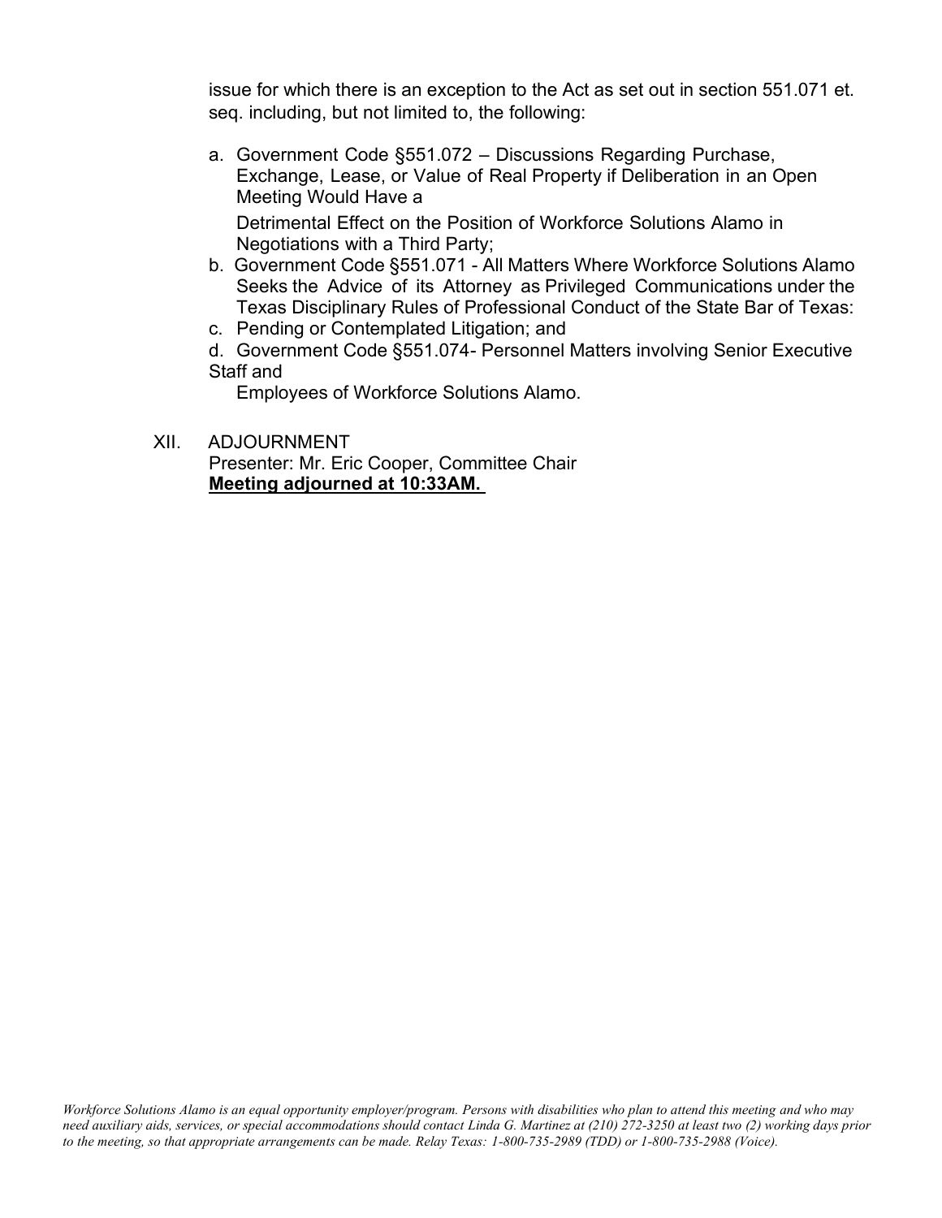issue for which there is an exception to the Act as set out in section 551.071 et. seq. including, but not limited to, the following:

a. Government Code §551.072 – Discussions Regarding Purchase, Exchange, Lease, or Value of Real Property if Deliberation in an Open Meeting Would Have a

   Detrimental Effect on the Position of Workforce Solutions Alamo in Negotiations with a Third Party;
b. Government Code §551.071 - All Matters Where Workforce Solutions Alamo Seeks the Advice of its Attorney as Privileged Communications under the Texas Disciplinary Rules of Professional Conduct of the State Bar of Texas:
c. Pending or Contemplated Litigation; and
d. Government Code §551.074- Personnel Matters involving Senior Executive Staff and

   Employees of Workforce Solutions Alamo.

XII. ADJOURNMENT
Presenter: Mr. Eric Cooper, Committee Chair
**Meeting adjourned at 10:33AM.**

*Workforce Solutions Alamo is an equal opportunity employer/program. Persons with disabilities who plan to attend this meeting and who may need auxiliary aids, services, or special accommodations should contact Linda G. Martinez at (210) 272-3250 at least two (2) working days prior to the meeting, so that appropriate arrangements can be made. Relay Texas: 1-800-735-2989 (TDD) or 1-800-735-2988 (Voice).*